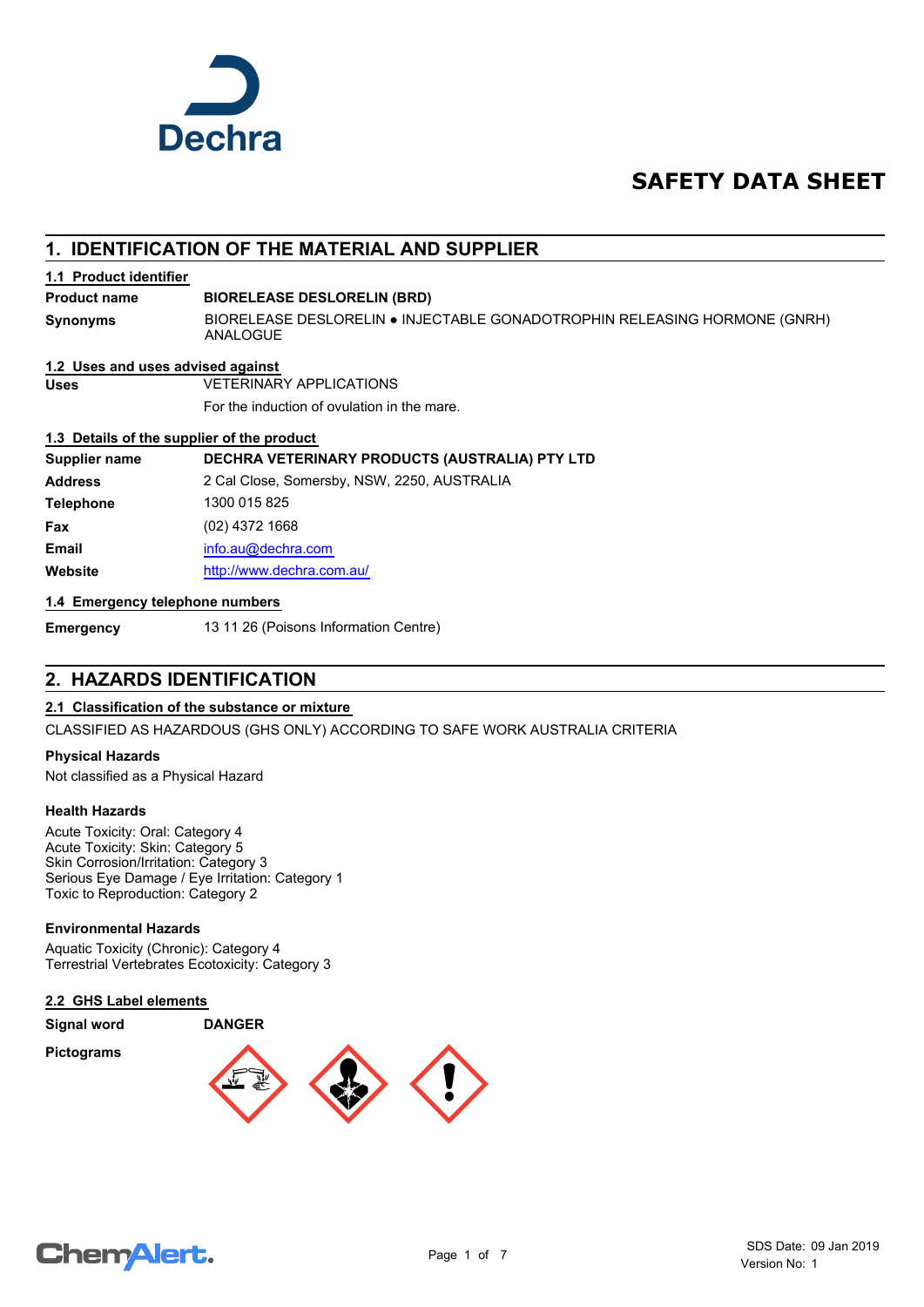# SAFETY DATA SHEET

## 1. IDENTIFICATION OF THE MATERIAL AND SUPPLIER

### 1.1 Product identifier

**Product name** **BIORELEASE DESLORELIN (BRD)**

**Synonyms** BIORELEASE DESLORELIN ● INJECTABLE GONADOTROPHIN RELEASING HORMONE (GNRH) ANALOGUE

### 1.2 Uses and uses advised against

**Uses** VETERINARY APPLICATIONS

For the induction of ovulation in the mare.

### 1.3 Details of the supplier of the product

**Supplier name** **DECHRA VETERINARY PRODUCTS (AUSTRALIA) PTY LTD**

**Address** 2 Cal Close, Somersby, NSW, 2250, AUSTRALIA

**Telephone** 1300 015 825

**Fax** (02) 4372 1668

**Email** info.au@dechra.com

**Website** http://www.dechra.com.au/

### 1.4 Emergency telephone numbers

**Emergency** 13 11 26 (Poisons Information Centre)

## 2. HAZARDS IDENTIFICATION

### 2.1 Classification of the substance or mixture

CLASSIFIED AS HAZARDOUS (GHS ONLY) ACCORDING TO SAFE WORK AUSTRALIA CRITERIA

**Physical Hazards**

Not classified as a Physical Hazard

**Health Hazards**

Acute Toxicity: Oral: Category 4
Acute Toxicity: Skin: Category 5
Skin Corrosion/Irritation: Category 3
Serious Eye Damage / Eye Irritation: Category 1
Toxic to Reproduction: Category 2

**Environmental Hazards**

Aquatic Toxicity (Chronic): Category 4
Terrestrial Vertebrates Ecotoxicity: Category 3

### 2.2 GHS Label elements

**Signal word** **DANGER**

**Pictograms**

SDS Date: 09 Jan 2019
Version No: 1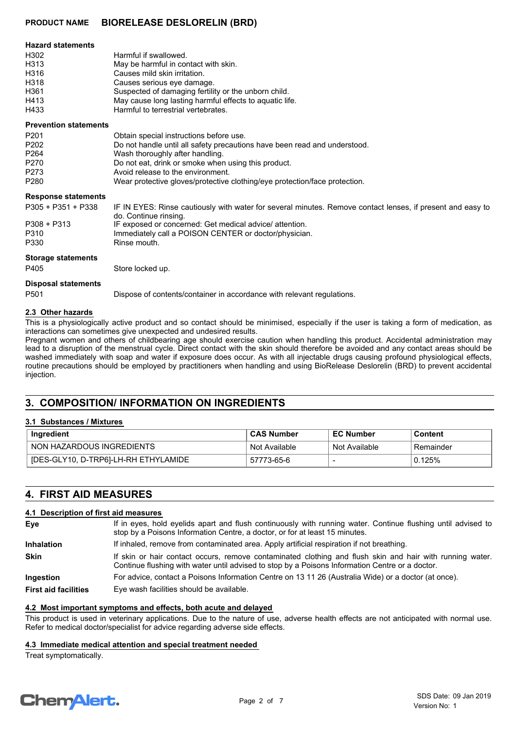**PRODUCT NAME BIORELEASE DESLORELIN (BRD)**

#### Hazard statements

| | |
|---|---|
| H302 | Harmful if swallowed. |
| H313 | May be harmful in contact with skin. |
| H316 | Causes mild skin irritation. |
| H318 | Causes serious eye damage. |
| H361 | Suspected of damaging fertility or the unborn child. |
| H413 | May cause long lasting harmful effects to aquatic life. |
| H433 | Harmful to terrestrial vertebrates. |

#### Prevention statements

| | |
|---|---|
| P201 | Obtain special instructions before use. |
| P202 | Do not handle until all safety precautions have been read and understood. |
| P264 | Wash thoroughly after handling. |
| P270 | Do not eat, drink or smoke when using this product. |
| P273 | Avoid release to the environment. |
| P280 | Wear protective gloves/protective clothing/eye protection/face protection. |

#### Response statements

| | |
|---|---|
| P305 + P351 + P338 | IF IN EYES: Rinse cautiously with water for several minutes. Remove contact lenses, if present and easy to do. Continue rinsing. |
| P308 + P313 | IF exposed or concerned: Get medical advice/ attention. |
| P310 | Immediately call a POISON CENTER or doctor/physician. |
| P330 | Rinse mouth. |

#### Storage statements

| | |
|---|---|
| P405 | Store locked up. |

#### Disposal statements

| | |
|---|---|
| P501 | Dispose of contents/container in accordance with relevant regulations. |

### 2.3 Other hazards

This is a physiologically active product and so contact should be minimised, especially if the user is taking a form of medication, as interactions can sometimes give unexpected and undesired results.

Pregnant women and others of childbearing age should exercise caution when handling this product. Accidental administration may lead to a disruption of the menstrual cycle. Direct contact with the skin should therefore be avoided and any contact areas should be washed immediately with soap and water if exposure does occur. As with all injectable drugs causing profound physiological effects, routine precautions should be employed by practitioners when handling and using BioRelease Deslorelin (BRD) to prevent accidental injection.

## 3. COMPOSITION/ INFORMATION ON INGREDIENTS

### 3.1 Substances / Mixtures

| Ingredient | CAS Number | EC Number | Content |
|---|---|---|---|
| NON HAZARDOUS INGREDIENTS | Not Available | Not Available | Remainder |
| [DES-GLY10, D-TRP6]-LH-RH ETHYLAMIDE | 57773-65-6 | - | 0.125% |

## 4. FIRST AID MEASURES

### 4.1 Description of first aid measures

| | |
|---|---|
| **Eye** | If in eyes, hold eyelids apart and flush continuously with running water. Continue flushing until advised to stop by a Poisons Information Centre, a doctor, or for at least 15 minutes. |
| **Inhalation** | If inhaled, remove from contaminated area. Apply artificial respiration if not breathing. |
| **Skin** | If skin or hair contact occurs, remove contaminated clothing and flush skin and hair with running water. Continue flushing with water until advised to stop by a Poisons Information Centre or a doctor. |
| **Ingestion** | For advice, contact a Poisons Information Centre on 13 11 26 (Australia Wide) or a doctor (at once). |
| **First aid facilities** | Eye wash facilities should be available. |

### 4.2 Most important symptoms and effects, both acute and delayed

This product is used in veterinary applications. Due to the nature of use, adverse health effects are not anticipated with normal use. Refer to medical doctor/specialist for advice regarding adverse side effects.

### 4.3 Immediate medical attention and special treatment needed

Treat symptomatically.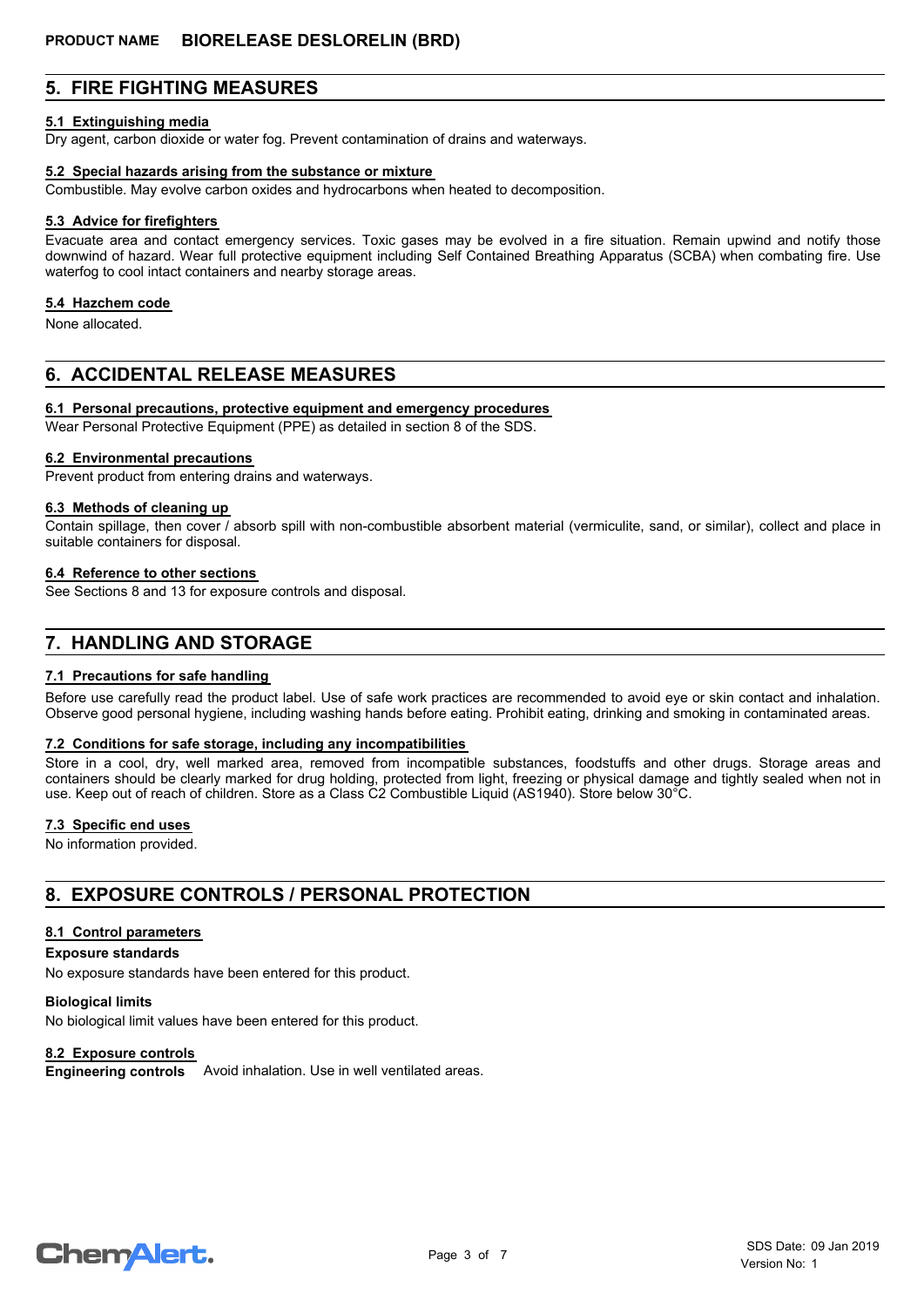## 5. FIRE FIGHTING MEASURES

### 5.1 Extinguishing media

Dry agent, carbon dioxide or water fog. Prevent contamination of drains and waterways.

### 5.2 Special hazards arising from the substance or mixture

Combustible. May evolve carbon oxides and hydrocarbons when heated to decomposition.

### 5.3 Advice for firefighters

Evacuate area and contact emergency services. Toxic gases may be evolved in a fire situation. Remain upwind and notify those downwind of hazard. Wear full protective equipment including Self Contained Breathing Apparatus (SCBA) when combating fire. Use waterfog to cool intact containers and nearby storage areas.

### 5.4 Hazchem code

None allocated.

## 6. ACCIDENTAL RELEASE MEASURES

### 6.1 Personal precautions, protective equipment and emergency procedures

Wear Personal Protective Equipment (PPE) as detailed in section 8 of the SDS.

### 6.2 Environmental precautions

Prevent product from entering drains and waterways.

### 6.3 Methods of cleaning up

Contain spillage, then cover / absorb spill with non-combustible absorbent material (vermiculite, sand, or similar), collect and place in suitable containers for disposal.

### 6.4 Reference to other sections

See Sections 8 and 13 for exposure controls and disposal.

## 7. HANDLING AND STORAGE

### 7.1 Precautions for safe handling

Before use carefully read the product label. Use of safe work practices are recommended to avoid eye or skin contact and inhalation. Observe good personal hygiene, including washing hands before eating. Prohibit eating, drinking and smoking in contaminated areas.

### 7.2 Conditions for safe storage, including any incompatibilities

Store in a cool, dry, well marked area, removed from incompatible substances, foodstuffs and other drugs. Storage areas and containers should be clearly marked for drug holding, protected from light, freezing or physical damage and tightly sealed when not in use. Keep out of reach of children. Store as a Class C2 Combustible Liquid (AS1940). Store below 30°C.

### 7.3 Specific end uses

No information provided.

## 8. EXPOSURE CONTROLS / PERSONAL PROTECTION

### 8.1 Control parameters

**Exposure standards**

No exposure standards have been entered for this product.

**Biological limits**

No biological limit values have been entered for this product.

### 8.2 Exposure controls

**Engineering controls** Avoid inhalation. Use in well ventilated areas.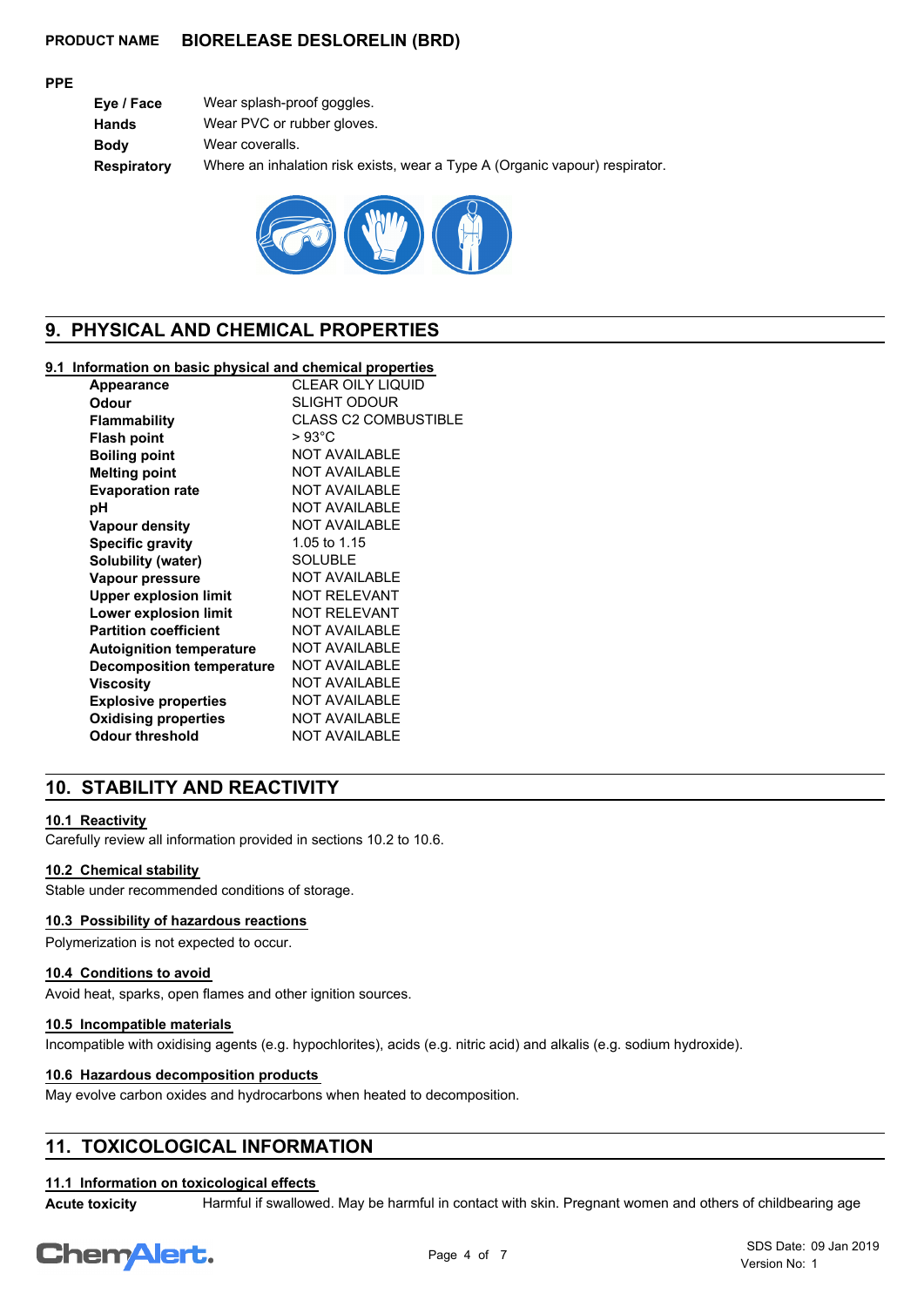**PRODUCT NAME** **BIORELEASE DESLORELIN (BRD)**

**PPE**

| | |
|---|---|
| **Eye / Face** | Wear splash-proof goggles. |
| **Hands** | Wear PVC or rubber gloves. |
| **Body** | Wear coveralls. |
| **Respiratory** | Where an inhalation risk exists, wear a Type A (Organic vapour) respirator. |

## 9. PHYSICAL AND CHEMICAL PROPERTIES

### 9.1 Information on basic physical and chemical properties

| | |
|---|---|
| **Appearance** | CLEAR OILY LIQUID |
| **Odour** | SLIGHT ODOUR |
| **Flammability** | CLASS C2 COMBUSTIBLE |
| **Flash point** | > 93°C |
| **Boiling point** | NOT AVAILABLE |
| **Melting point** | NOT AVAILABLE |
| **Evaporation rate** | NOT AVAILABLE |
| **pH** | NOT AVAILABLE |
| **Vapour density** | NOT AVAILABLE |
| **Specific gravity** | 1.05 to 1.15 |
| **Solubility (water)** | SOLUBLE |
| **Vapour pressure** | NOT AVAILABLE |
| **Upper explosion limit** | NOT RELEVANT |
| **Lower explosion limit** | NOT RELEVANT |
| **Partition coefficient** | NOT AVAILABLE |
| **Autoignition temperature** | NOT AVAILABLE |
| **Decomposition temperature** | NOT AVAILABLE |
| **Viscosity** | NOT AVAILABLE |
| **Explosive properties** | NOT AVAILABLE |
| **Oxidising properties** | NOT AVAILABLE |
| **Odour threshold** | NOT AVAILABLE |

## 10. STABILITY AND REACTIVITY

### 10.1 Reactivity

Carefully review all information provided in sections 10.2 to 10.6.

### 10.2 Chemical stability

Stable under recommended conditions of storage.

### 10.3 Possibility of hazardous reactions

Polymerization is not expected to occur.

### 10.4 Conditions to avoid

Avoid heat, sparks, open flames and other ignition sources.

### 10.5 Incompatible materials

Incompatible with oxidising agents (e.g. hypochlorites), acids (e.g. nitric acid) and alkalis (e.g. sodium hydroxide).

### 10.6 Hazardous decomposition products

May evolve carbon oxides and hydrocarbons when heated to decomposition.

## 11. TOXICOLOGICAL INFORMATION

### 11.1 Information on toxicological effects

**Acute toxicity** Harmful if swallowed. May be harmful in contact with skin. Pregnant women and others of childbearing age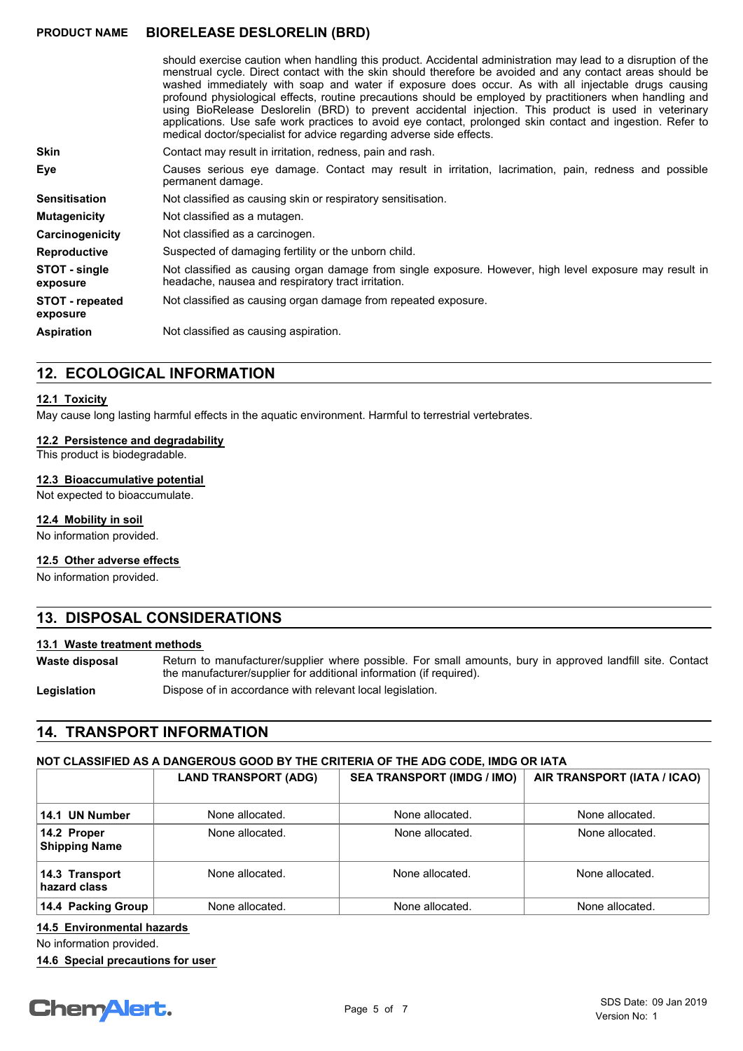should exercise caution when handling this product. Accidental administration may lead to a disruption of the menstrual cycle. Direct contact with the skin should therefore be avoided and any contact areas should be washed immediately with soap and water if exposure does occur. As with all injectable drugs causing profound physiological effects, routine precautions should be employed by practitioners when handling and using BioRelease Deslorelin (BRD) to prevent accidental injection. This product is used in veterinary applications. Use safe work practices to avoid eye contact, prolonged skin contact and ingestion. Refer to medical doctor/specialist for advice regarding adverse side effects.

**Skin** Contact may result in irritation, redness, pain and rash.

**Eye** Causes serious eye damage. Contact may result in irritation, lacrimation, pain, redness and possible permanent damage.

**Sensitisation** Not classified as causing skin or respiratory sensitisation.

**Mutagenicity** Not classified as a mutagen.

**Carcinogenicity** Not classified as a carcinogen.

**Reproductive** Suspected of damaging fertility or the unborn child.

**STOT - single exposure** Not classified as causing organ damage from single exposure. However, high level exposure may result in headache, nausea and respiratory tract irritation.

**STOT - repeated exposure** Not classified as causing organ damage from repeated exposure.

**Aspiration** Not classified as causing aspiration.

## 12. ECOLOGICAL INFORMATION

### 12.1 Toxicity

May cause long lasting harmful effects in the aquatic environment. Harmful to terrestrial vertebrates.

### 12.2 Persistence and degradability

This product is biodegradable.

### 12.3 Bioaccumulative potential

Not expected to bioaccumulate.

### 12.4 Mobility in soil

No information provided.

### 12.5 Other adverse effects

No information provided.

## 13. DISPOSAL CONSIDERATIONS

### 13.1 Waste treatment methods

**Waste disposal** Return to manufacturer/supplier where possible. For small amounts, bury in approved landfill site. Contact the manufacturer/supplier for additional information (if required).

**Legislation** Dispose of in accordance with relevant local legislation.

## 14. TRANSPORT INFORMATION

**NOT CLASSIFIED AS A DANGEROUS GOOD BY THE CRITERIA OF THE ADG CODE, IMDG OR IATA**

| | LAND TRANSPORT (ADG) | SEA TRANSPORT (IMDG / IMO) | AIR TRANSPORT (IATA / ICAO) |
|---|---|---|---|
| 14.1 UN Number | None allocated. | None allocated. | None allocated. |
| 14.2 Proper Shipping Name | None allocated. | None allocated. | None allocated. |
| 14.3 Transport hazard class | None allocated. | None allocated. | None allocated. |
| 14.4 Packing Group | None allocated. | None allocated. | None allocated. |

### 14.5 Environmental hazards

No information provided.

### 14.6 Special precautions for user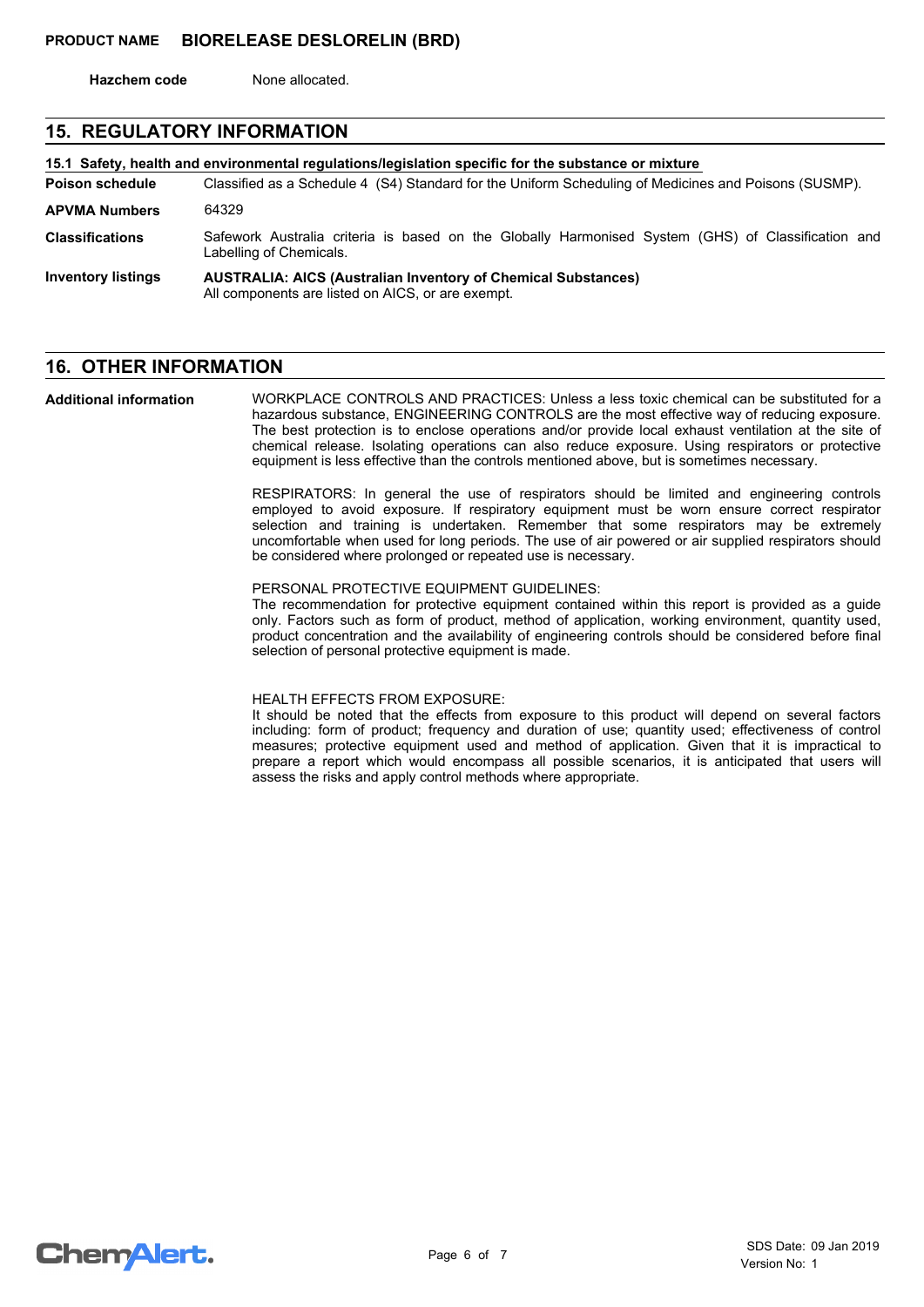**Hazchem code** None allocated.

## 15. REGULATORY INFORMATION

### 15.1 Safety, health and environmental regulations/legislation specific for the substance or mixture

**Poison schedule** Classified as a Schedule 4 (S4) Standard for the Uniform Scheduling of Medicines and Poisons (SUSMP).

**APVMA Numbers** 64329

**Classifications** Safework Australia criteria is based on the Globally Harmonised System (GHS) of Classification and Labelling of Chemicals.

**Inventory listings** **AUSTRALIA: AICS (Australian Inventory of Chemical Substances)**
All components are listed on AICS, or are exempt.

## 16. OTHER INFORMATION

**Additional information**

WORKPLACE CONTROLS AND PRACTICES: Unless a less toxic chemical can be substituted for a hazardous substance, ENGINEERING CONTROLS are the most effective way of reducing exposure. The best protection is to enclose operations and/or provide local exhaust ventilation at the site of chemical release. Isolating operations can also reduce exposure. Using respirators or protective equipment is less effective than the controls mentioned above, but is sometimes necessary.

RESPIRATORS: In general the use of respirators should be limited and engineering controls employed to avoid exposure. If respiratory equipment must be worn ensure correct respirator selection and training is undertaken. Remember that some respirators may be extremely uncomfortable when used for long periods. The use of air powered or air supplied respirators should be considered where prolonged or repeated use is necessary.

PERSONAL PROTECTIVE EQUIPMENT GUIDELINES:
The recommendation for protective equipment contained within this report is provided as a guide only. Factors such as form of product, method of application, working environment, quantity used, product concentration and the availability of engineering controls should be considered before final selection of personal protective equipment is made.

HEALTH EFFECTS FROM EXPOSURE:
It should be noted that the effects from exposure to this product will depend on several factors including: form of product; frequency and duration of use; quantity used; effectiveness of control measures; protective equipment used and method of application. Given that it is impractical to prepare a report which would encompass all possible scenarios, it is anticipated that users will assess the risks and apply control methods where appropriate.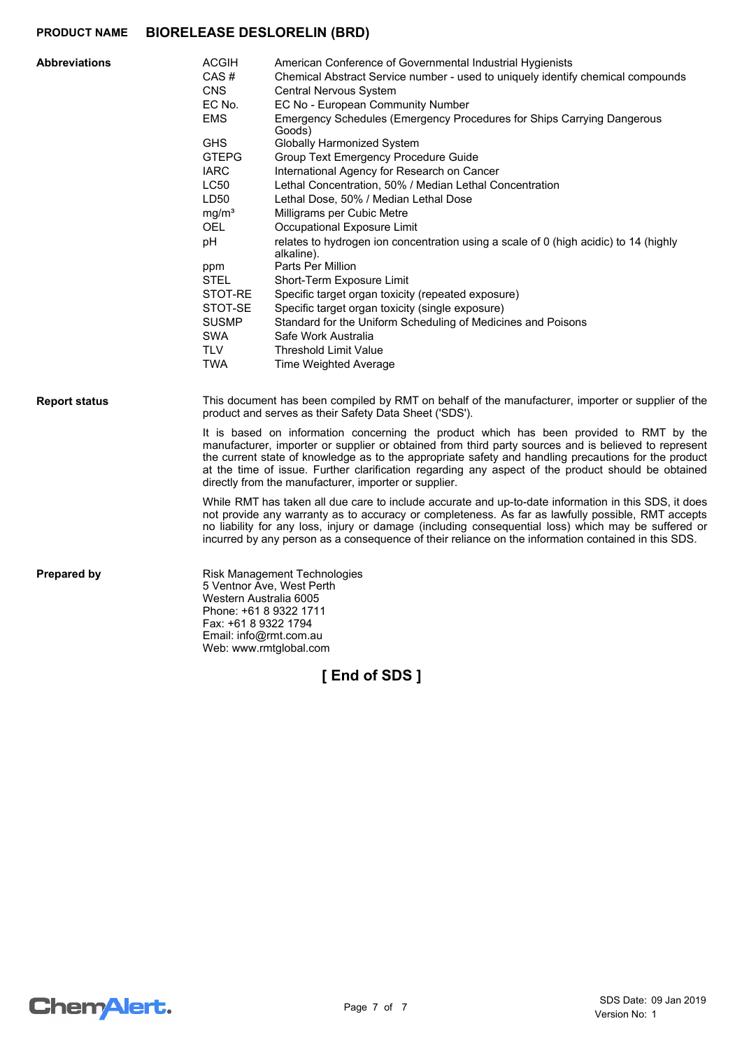**PRODUCT NAME** **BIORELEASE DESLORELIN (BRD)**

**Abbreviations**

| | |
|---|---|
| ACGIH | American Conference of Governmental Industrial Hygienists |
| CAS # | Chemical Abstract Service number - used to uniquely identify chemical compounds |
| CNS | Central Nervous System |
| EC No. | EC No - European Community Number |
| EMS | Emergency Schedules (Emergency Procedures for Ships Carrying Dangerous Goods) |
| GHS | Globally Harmonized System |
| GTEPG | Group Text Emergency Procedure Guide |
| IARC | International Agency for Research on Cancer |
| LC50 | Lethal Concentration, 50% / Median Lethal Concentration |
| LD50 | Lethal Dose, 50% / Median Lethal Dose |
| $mg/m^3$ | Milligrams per Cubic Metre |
| OEL | Occupational Exposure Limit |
| pH | relates to hydrogen ion concentration using a scale of 0 (high acidic) to 14 (highly alkaline). |
| ppm | Parts Per Million |
| STEL | Short-Term Exposure Limit |
| STOT-RE | Specific target organ toxicity (repeated exposure) |
| STOT-SE | Specific target organ toxicity (single exposure) |
| SUSMP | Standard for the Uniform Scheduling of Medicines and Poisons |
| SWA | Safe Work Australia |
| TLV | Threshold Limit Value |
| TWA | Time Weighted Average |

**Report status**

This document has been compiled by RMT on behalf of the manufacturer, importer or supplier of the product and serves as their Safety Data Sheet ('SDS').

It is based on information concerning the product which has been provided to RMT by the manufacturer, importer or supplier or obtained from third party sources and is believed to represent the current state of knowledge as to the appropriate safety and handling precautions for the product at the time of issue. Further clarification regarding any aspect of the product should be obtained directly from the manufacturer, importer or supplier.

While RMT has taken all due care to include accurate and up-to-date information in this SDS, it does not provide any warranty as to accuracy or completeness. As far as lawfully possible, RMT accepts no liability for any loss, injury or damage (including consequential loss) which may be suffered or incurred by any person as a consequence of their reliance on the information contained in this SDS.

**Prepared by**

Risk Management Technologies
5 Ventnor Ave, West Perth
Western Australia 6005
Phone: +61 8 9322 1711
Fax: +61 8 9322 1794
Email: info@rmt.com.au
Web: www.rmtglobal.com

**[ End of SDS ]**

SDS Date: 09 Jan 2019
Version No: 1